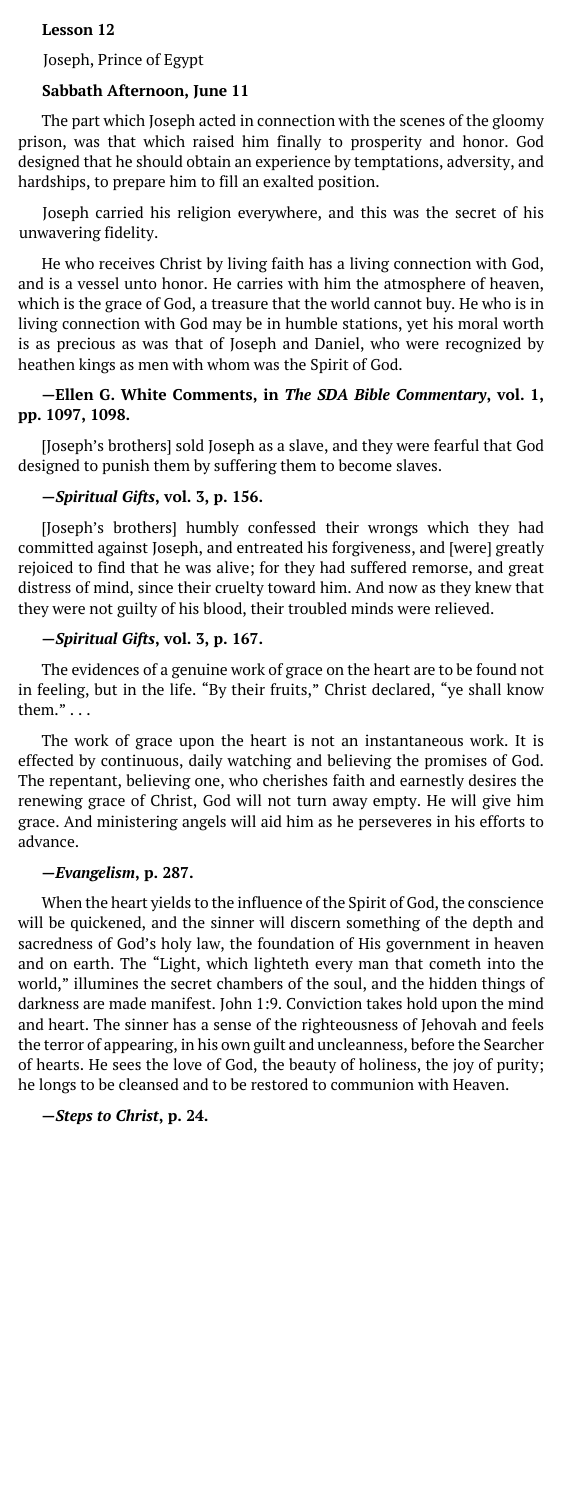**Lesson 12**

Joseph, Prince of Egypt

**Sabbath Afternoon, June 11**

The part which Joseph acted in connection with the scenes of the gloomy prison, was that which raised him finally to prosperity and honor. God designed that he should obtain an experience by temptations, adversity, and hardships, to prepare him to fill an exalted position.

Joseph carried his religion everywhere, and this was the secret of his unwavering fidelity.

He who receives Christ by living faith has a living connection with God, and is a vessel unto honor. He carries with him the atmosphere of heaven, which is the grace of God, a treasure that the world cannot buy. He who is in living connection with God may be in humble stations, yet his moral worth is as precious as was that of Joseph and Daniel, who were recognized by heathen kings as men with whom was the Spirit of God.

**—Ellen G. White Comments, in *The SDA Bible Commentary*, vol. 1, pp. 1097, 1098.**

[Joseph's brothers] sold Joseph as a slave, and they were fearful that God designed to punish them by suffering them to become slaves.

**—*Spiritual Gifts*, vol. 3, p. 156.**

[Joseph's brothers] humbly confessed their wrongs which they had committed against Joseph, and entreated his forgiveness, and [were] greatly rejoiced to find that he was alive; for they had suffered remorse, and great distress of mind, since their cruelty toward him. And now as they knew that they were not guilty of his blood, their troubled minds were relieved.

**—*Spiritual Gifts*, vol. 3, p. 167.**

The evidences of a genuine work of grace on the heart are to be found not in feeling, but in the life. "By their fruits," Christ declared, "ye shall know them." . . .

The work of grace upon the heart is not an instantaneous work. It is effected by continuous, daily watching and believing the promises of God. The repentant, believing one, who cherishes faith and earnestly desires the renewing grace of Christ, God will not turn away empty. He will give him grace. And ministering angels will aid him as he perseveres in his efforts to advance.

**—*Evangelism*, p. 287.**

When the heart yields to the influence of the Spirit of God, the conscience will be quickened, and the sinner will discern something of the depth and sacredness of God's holy law, the foundation of His government in heaven and on earth. The "Light, which lighteth every man that cometh into the world," illumines the secret chambers of the soul, and the hidden things of darkness are made manifest. John 1:9. Conviction takes hold upon the mind and heart. The sinner has a sense of the righteousness of Jehovah and feels the terror of appearing, in his own guilt and uncleanness, before the Searcher of hearts. He sees the love of God, the beauty of holiness, the joy of purity; he longs to be cleansed and to be restored to communion with Heaven.

**—*Steps to Christ*, p. 24.**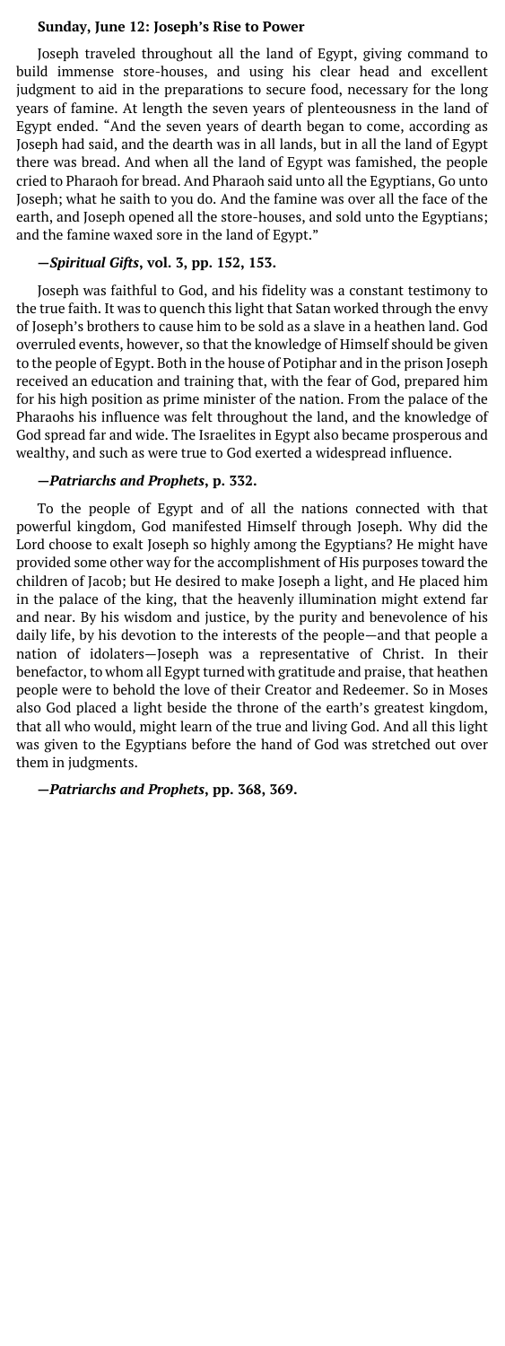**Sunday, June 12: Joseph's Rise to Power**

Joseph traveled throughout all the land of Egypt, giving command to build immense store-houses, and using his clear head and excellent judgment to aid in the preparations to secure food, necessary for the long years of famine. At length the seven years of plenteousness in the land of Egypt ended. "And the seven years of dearth began to come, according as Joseph had said, and the dearth was in all lands, but in all the land of Egypt there was bread. And when all the land of Egypt was famished, the people cried to Pharaoh for bread. And Pharaoh said unto all the Egyptians, Go unto Joseph; what he saith to you do. And the famine was over all the face of the earth, and Joseph opened all the store-houses, and sold unto the Egyptians; and the famine waxed sore in the land of Egypt."

**—*Spiritual Gifts*, vol. 3, pp. 152, 153.**

Joseph was faithful to God, and his fidelity was a constant testimony to the true faith. It was to quench this light that Satan worked through the envy of Joseph's brothers to cause him to be sold as a slave in a heathen land. God overruled events, however, so that the knowledge of Himself should be given to the people of Egypt. Both in the house of Potiphar and in the prison Joseph received an education and training that, with the fear of God, prepared him for his high position as prime minister of the nation. From the palace of the Pharaohs his influence was felt throughout the land, and the knowledge of God spread far and wide. The Israelites in Egypt also became prosperous and wealthy, and such as were true to God exerted a widespread influence.

**—*Patriarchs and Prophets*, p. 332.**

To the people of Egypt and of all the nations connected with that powerful kingdom, God manifested Himself through Joseph. Why did the Lord choose to exalt Joseph so highly among the Egyptians? He might have provided some other way for the accomplishment of His purposes toward the children of Jacob; but He desired to make Joseph a light, and He placed him in the palace of the king, that the heavenly illumination might extend far and near. By his wisdom and justice, by the purity and benevolence of his daily life, by his devotion to the interests of the people—and that people a nation of idolaters—Joseph was a representative of Christ. In their benefactor, to whom all Egypt turned with gratitude and praise, that heathen people were to behold the love of their Creator and Redeemer. So in Moses also God placed a light beside the throne of the earth's greatest kingdom, that all who would, might learn of the true and living God. And all this light was given to the Egyptians before the hand of God was stretched out over them in judgments.

**—*Patriarchs and Prophets*, pp. 368, 369.**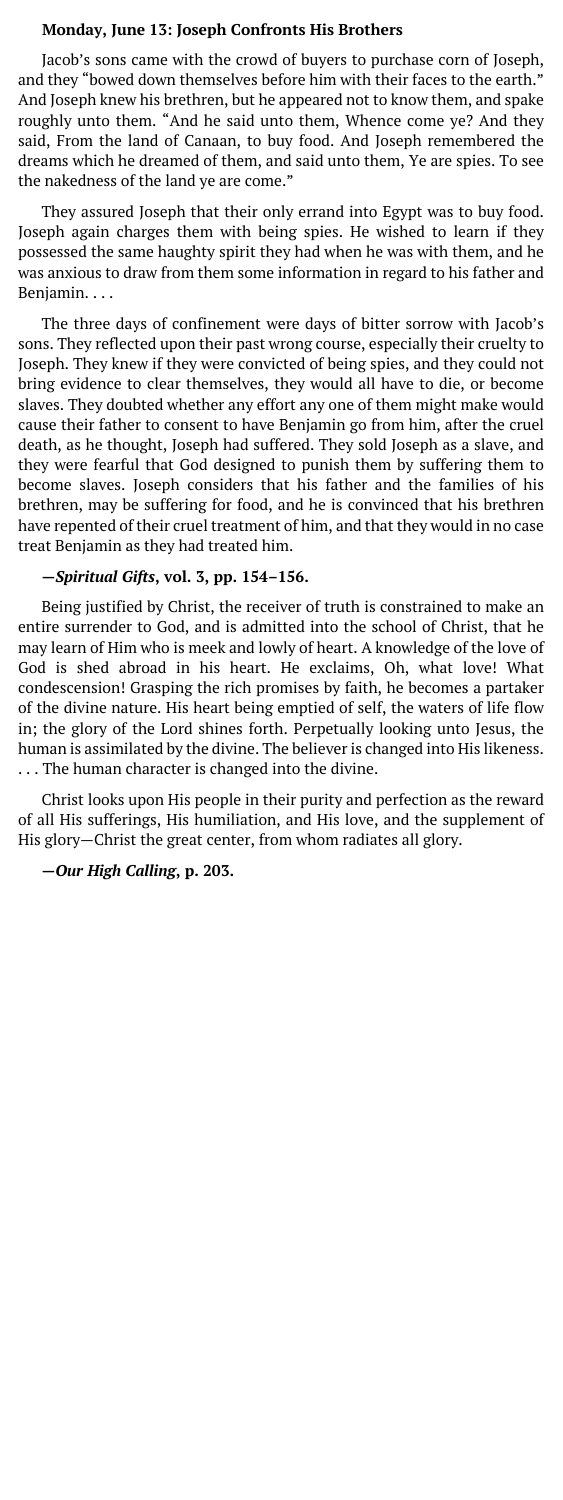**Monday, June 13: Joseph Confronts His Brothers**

Jacob's sons came with the crowd of buyers to purchase corn of Joseph, and they "bowed down themselves before him with their faces to the earth." And Joseph knew his brethren, but he appeared not to know them, and spake roughly unto them. "And he said unto them, Whence come ye? And they said, From the land of Canaan, to buy food. And Joseph remembered the dreams which he dreamed of them, and said unto them, Ye are spies. To see the nakedness of the land ye are come."

They assured Joseph that their only errand into Egypt was to buy food. Joseph again charges them with being spies. He wished to learn if they possessed the same haughty spirit they had when he was with them, and he was anxious to draw from them some information in regard to his father and Benjamin. . . .

The three days of confinement were days of bitter sorrow with Jacob's sons. They reflected upon their past wrong course, especially their cruelty to Joseph. They knew if they were convicted of being spies, and they could not bring evidence to clear themselves, they would all have to die, or become slaves. They doubted whether any effort any one of them might make would cause their father to consent to have Benjamin go from him, after the cruel death, as he thought, Joseph had suffered. They sold Joseph as a slave, and they were fearful that God designed to punish them by suffering them to become slaves. Joseph considers that his father and the families of his brethren, may be suffering for food, and he is convinced that his brethren have repented of their cruel treatment of him, and that they would in no case treat Benjamin as they had treated him.

**—*Spiritual Gifts*, vol. 3, pp. 154–156.**

Being justified by Christ, the receiver of truth is constrained to make an entire surrender to God, and is admitted into the school of Christ, that he may learn of Him who is meek and lowly of heart. A knowledge of the love of God is shed abroad in his heart. He exclaims, Oh, what love! What condescension! Grasping the rich promises by faith, he becomes a partaker of the divine nature. His heart being emptied of self, the waters of life flow in; the glory of the Lord shines forth. Perpetually looking unto Jesus, the human is assimilated by the divine. The believer is changed into His likeness. . . . The human character is changed into the divine.

Christ looks upon His people in their purity and perfection as the reward of all His sufferings, His humiliation, and His love, and the supplement of His glory—Christ the great center, from whom radiates all glory.

**—*Our High Calling*, p. 203.**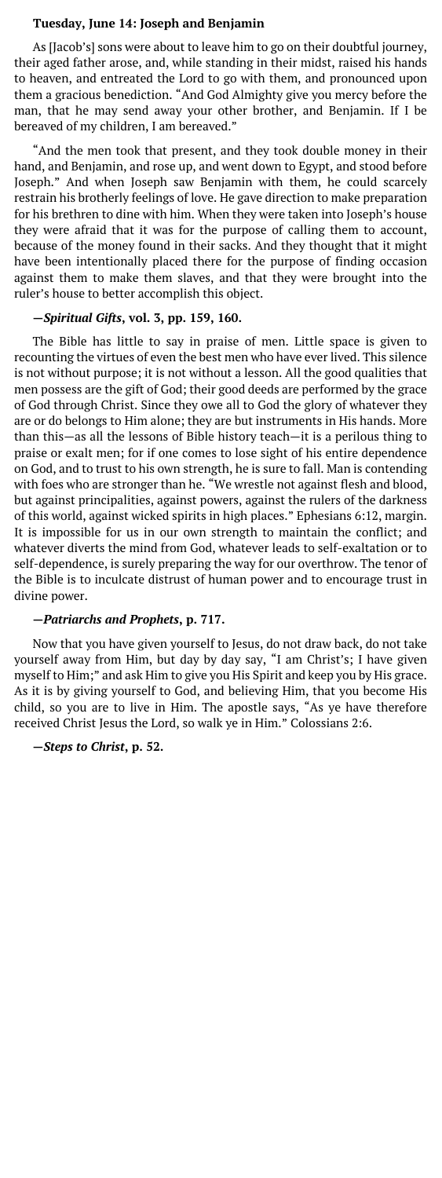### Tuesday, June 14: Joseph and Benjamin

As [Jacob's] sons were about to leave him to go on their doubtful journey, their aged father arose, and, while standing in their midst, raised his hands to heaven, and entreated the Lord to go with them, and pronounced upon them a gracious benediction. "And God Almighty give you mercy before the man, that he may send away your other brother, and Benjamin. If I be bereaved of my children, I am bereaved."

"And the men took that present, and they took double money in their hand, and Benjamin, and rose up, and went down to Egypt, and stood before Joseph." And when Joseph saw Benjamin with them, he could scarcely restrain his brotherly feelings of love. He gave direction to make preparation for his brethren to dine with him. When they were taken into Joseph's house they were afraid that it was for the purpose of calling them to account, because of the money found in their sacks. And they thought that it might have been intentionally placed there for the purpose of finding occasion against them to make them slaves, and that they were brought into the ruler's house to better accomplish this object.

**—*Spiritual Gifts*, vol. 3, pp. 159, 160.**

The Bible has little to say in praise of men. Little space is given to recounting the virtues of even the best men who have ever lived. This silence is not without purpose; it is not without a lesson. All the good qualities that men possess are the gift of God; their good deeds are performed by the grace of God through Christ. Since they owe all to God the glory of whatever they are or do belongs to Him alone; they are but instruments in His hands. More than this—as all the lessons of Bible history teach—it is a perilous thing to praise or exalt men; for if one comes to lose sight of his entire dependence on God, and to trust to his own strength, he is sure to fall. Man is contending with foes who are stronger than he. "We wrestle not against flesh and blood, but against principalities, against powers, against the rulers of the darkness of this world, against wicked spirits in high places." Ephesians 6:12, margin. It is impossible for us in our own strength to maintain the conflict; and whatever diverts the mind from God, whatever leads to self-exaltation or to self-dependence, is surely preparing the way for our overthrow. The tenor of the Bible is to inculcate distrust of human power and to encourage trust in divine power.

**—*Patriarchs and Prophets*, p. 717.**

Now that you have given yourself to Jesus, do not draw back, do not take yourself away from Him, but day by day say, "I am Christ's; I have given myself to Him;" and ask Him to give you His Spirit and keep you by His grace. As it is by giving yourself to God, and believing Him, that you become His child, so you are to live in Him. The apostle says, "As ye have therefore received Christ Jesus the Lord, so walk ye in Him." Colossians 2:6.

**—*Steps to Christ*, p. 52.**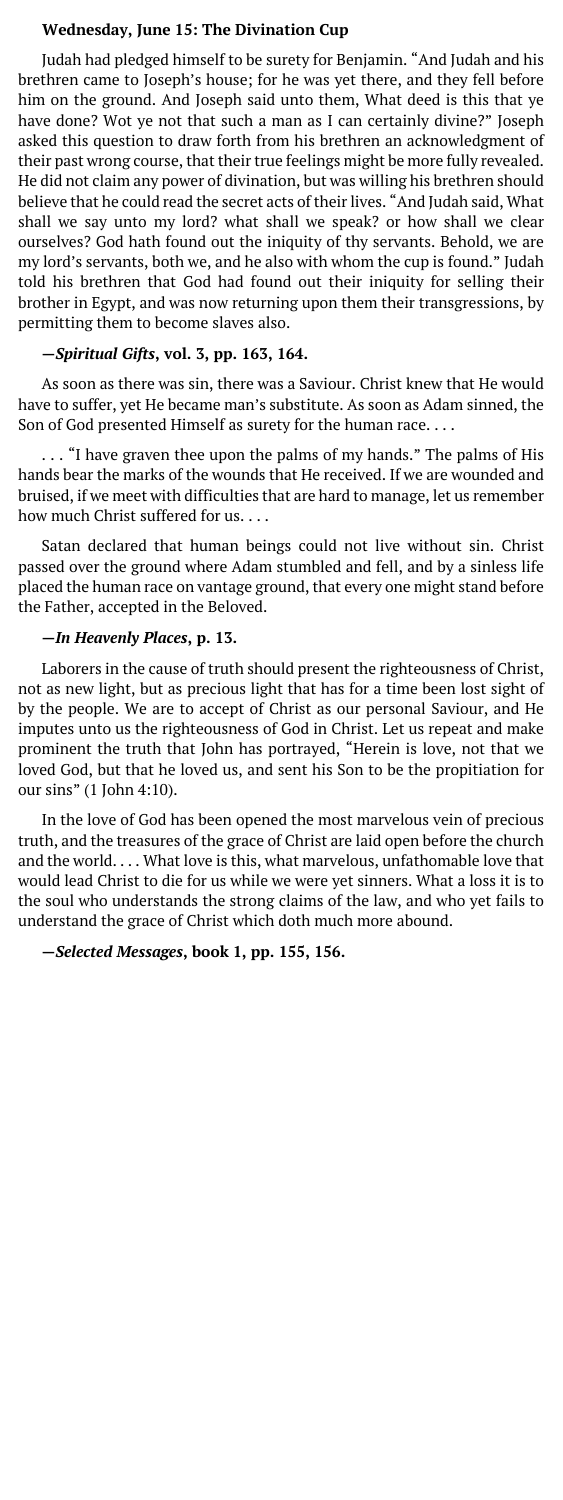**Wednesday, June 15: The Divination Cup**

Judah had pledged himself to be surety for Benjamin. "And Judah and his brethren came to Joseph's house; for he was yet there, and they fell before him on the ground. And Joseph said unto them, What deed is this that ye have done? Wot ye not that such a man as I can certainly divine?" Joseph asked this question to draw forth from his brethren an acknowledgment of their past wrong course, that their true feelings might be more fully revealed. He did not claim any power of divination, but was willing his brethren should believe that he could read the secret acts of their lives. "And Judah said, What shall we say unto my lord? what shall we speak? or how shall we clear ourselves? God hath found out the iniquity of thy servants. Behold, we are my lord's servants, both we, and he also with whom the cup is found." Judah told his brethren that God had found out their iniquity for selling their brother in Egypt, and was now returning upon them their transgressions, by permitting them to become slaves also.

**—*Spiritual Gifts*, vol. 3, pp. 163, 164.**

As soon as there was sin, there was a Saviour. Christ knew that He would have to suffer, yet He became man's substitute. As soon as Adam sinned, the Son of God presented Himself as surety for the human race. . . .

. . . "I have graven thee upon the palms of my hands." The palms of His hands bear the marks of the wounds that He received. If we are wounded and bruised, if we meet with difficulties that are hard to manage, let us remember how much Christ suffered for us. . . .

Satan declared that human beings could not live without sin. Christ passed over the ground where Adam stumbled and fell, and by a sinless life placed the human race on vantage ground, that every one might stand before the Father, accepted in the Beloved.

**—*In Heavenly Places*, p. 13.**

Laborers in the cause of truth should present the righteousness of Christ, not as new light, but as precious light that has for a time been lost sight of by the people. We are to accept of Christ as our personal Saviour, and He imputes unto us the righteousness of God in Christ. Let us repeat and make prominent the truth that John has portrayed, "Herein is love, not that we loved God, but that he loved us, and sent his Son to be the propitiation for our sins" (1 John 4:10).

In the love of God has been opened the most marvelous vein of precious truth, and the treasures of the grace of Christ are laid open before the church and the world. . . . What love is this, what marvelous, unfathomable love that would lead Christ to die for us while we were yet sinners. What a loss it is to the soul who understands the strong claims of the law, and who yet fails to understand the grace of Christ which doth much more abound.

**—*Selected Messages*, book 1, pp. 155, 156.**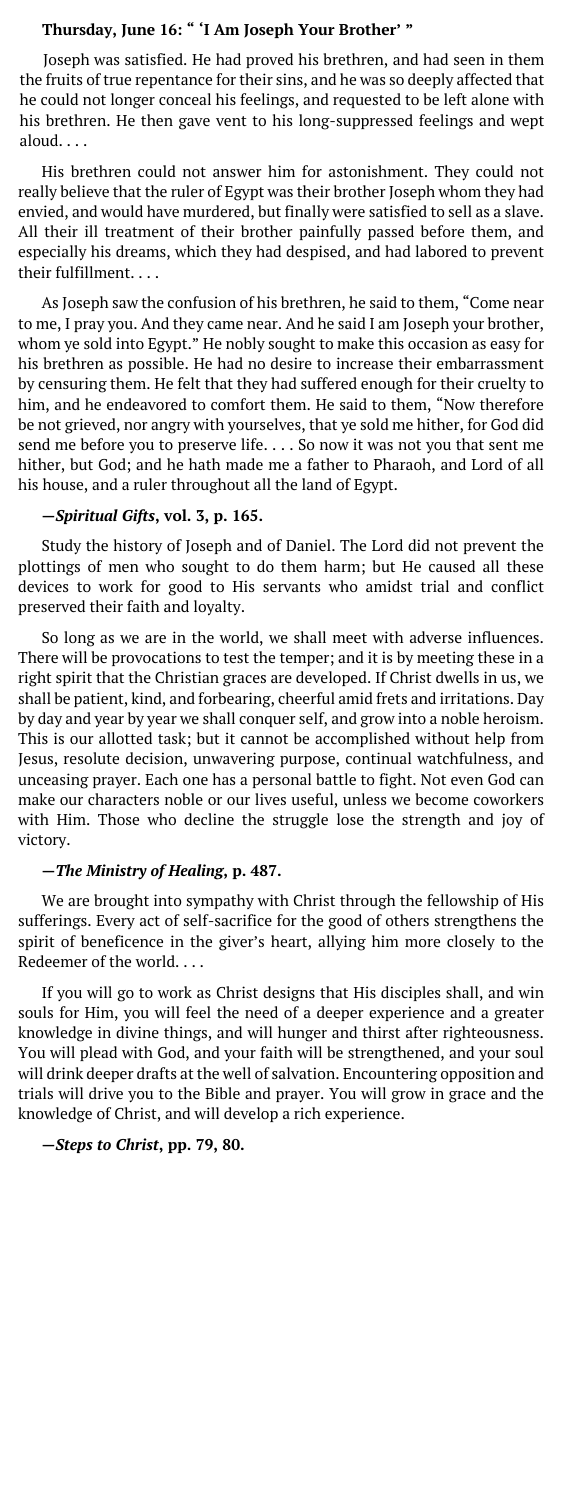## Thursday, June 16: " 'I Am Joseph Your Brother' "

Joseph was satisfied. He had proved his brethren, and had seen in them the fruits of true repentance for their sins, and he was so deeply affected that he could not longer conceal his feelings, and requested to be left alone with his brethren. He then gave vent to his long-suppressed feelings and wept aloud. . . .

His brethren could not answer him for astonishment. They could not really believe that the ruler of Egypt was their brother Joseph whom they had envied, and would have murdered, but finally were satisfied to sell as a slave. All their ill treatment of their brother painfully passed before them, and especially his dreams, which they had despised, and had labored to prevent their fulfillment. . . .

As Joseph saw the confusion of his brethren, he said to them, "Come near to me, I pray you. And they came near. And he said I am Joseph your brother, whom ye sold into Egypt." He nobly sought to make this occasion as easy for his brethren as possible. He had no desire to increase their embarrassment by censuring them. He felt that they had suffered enough for their cruelty to him, and he endeavored to comfort them. He said to them, "Now therefore be not grieved, nor angry with yourselves, that ye sold me hither, for God did send me before you to preserve life. . . . So now it was not you that sent me hither, but God; and he hath made me a father to Pharaoh, and Lord of all his house, and a ruler throughout all the land of Egypt.

**—*Spiritual Gifts*, vol. 3, p. 165.**

Study the history of Joseph and of Daniel. The Lord did not prevent the plottings of men who sought to do them harm; but He caused all these devices to work for good to His servants who amidst trial and conflict preserved their faith and loyalty.

So long as we are in the world, we shall meet with adverse influences. There will be provocations to test the temper; and it is by meeting these in a right spirit that the Christian graces are developed. If Christ dwells in us, we shall be patient, kind, and forbearing, cheerful amid frets and irritations. Day by day and year by year we shall conquer self, and grow into a noble heroism. This is our allotted task; but it cannot be accomplished without help from Jesus, resolute decision, unwavering purpose, continual watchfulness, and unceasing prayer. Each one has a personal battle to fight. Not even God can make our characters noble or our lives useful, unless we become coworkers with Him. Those who decline the struggle lose the strength and joy of victory.

**—*The Ministry of Healing*, p. 487.**

We are brought into sympathy with Christ through the fellowship of His sufferings. Every act of self-sacrifice for the good of others strengthens the spirit of beneficence in the giver's heart, allying him more closely to the Redeemer of the world. . . .

If you will go to work as Christ designs that His disciples shall, and win souls for Him, you will feel the need of a deeper experience and a greater knowledge in divine things, and will hunger and thirst after righteousness. You will plead with God, and your faith will be strengthened, and your soul will drink deeper drafts at the well of salvation. Encountering opposition and trials will drive you to the Bible and prayer. You will grow in grace and the knowledge of Christ, and will develop a rich experience.

**—*Steps to Christ*, pp. 79, 80.**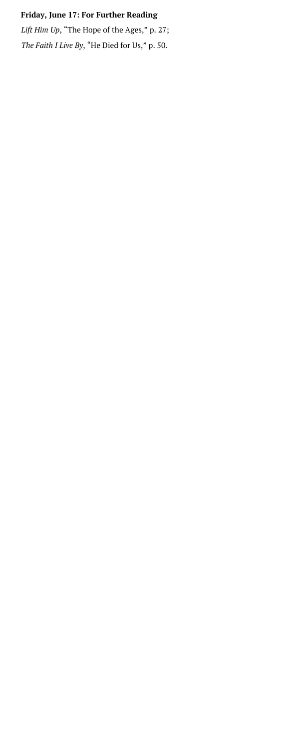**Friday, June 17: For Further Reading**

*Lift Him Up*, "The Hope of the Ages," p. 27;

*The Faith I Live By*, "He Died for Us," p. 50.